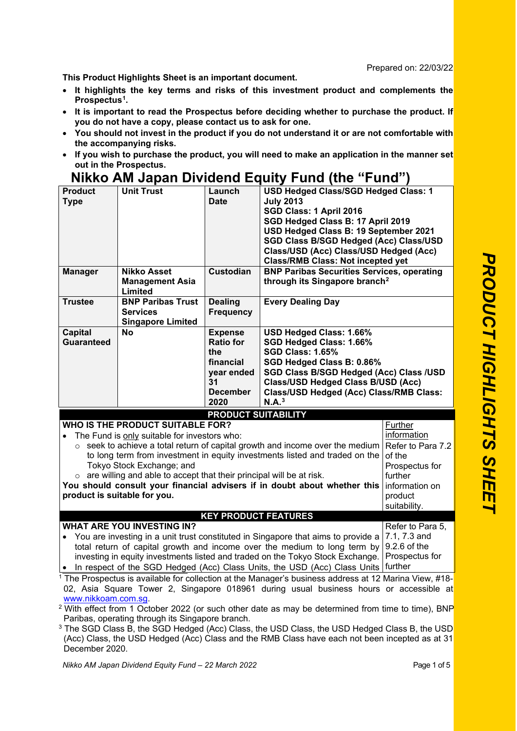Prepared on: 22/03/22

**This Product Highlights Sheet is an important document.**

- **It highlights the key terms and risks of this investment product and complements the Prospectus[1].**
- **It is important to read the Prospectus before deciding whether to purchase the product. If you do not have a copy, please contact us to ask for one.**
- **You should not invest in the product if you do not understand it or are not comfortable with the accompanying risks.**
- **If you wish to purchase the product, you will need to make an application in the manner set out in the Prospectus.**

# Nikko AM Japan Dividend Equity Fund (the "Fund")

| | | | |
|---|---|---|---|
| **Product Type** | **Unit Trust** | **Launch Date** | **USD Hedged Class/SGD Hedged Class: 1 July 2013**<br>**SGD Class: 1 April 2016**<br>**SGD Hedged Class B: 17 April 2019**<br>**USD Hedged Class B: 19 September 2021**<br>**SGD Class B/SGD Hedged (Acc) Class/USD Class/USD (Acc) Class/USD Hedged (Acc) Class/RMB Class: Not incepted yet** |
| **Manager** | **Nikko Asset Management Asia Limited** | **Custodian** | **BNP Paribas Securities Services, operating through its Singapore branch[2]** |
| **Trustee** | **BNP Paribas Trust Services Singapore Limited** | **Dealing Frequency** | **Every Dealing Day** |
| **Capital Guaranteed** | **No** | **Expense Ratio for the financial year ended 31 December 2020** | **USD Hedged Class: 1.66%**<br>**SGD Hedged Class: 1.66%**<br>**SGD Class: 1.65%**<br>**SGD Hedged Class B: 0.86%**<br>**SGD Class B/SGD Hedged (Acc) Class /USD Class/USD Hedged Class B/USD (Acc) Class/USD Hedged (Acc) Class/RMB Class: N.A.[3]** |

## PRODUCT SUITABILITY

| | |
|---|---|
| **WHO IS THE PRODUCT SUITABLE FOR?**<br>• The Fund is only suitable for investors who:<br>&nbsp;&nbsp;○ seek to achieve a total return of capital growth and income over the medium to long term from investment in equity investments listed and traded on the Tokyo Stock Exchange; and<br>&nbsp;&nbsp;○ are willing and able to accept that their principal will be at risk.<br>**You should consult your financial advisers if in doubt about whether this product is suitable for you.** | Further information<br>Refer to Para 7.2 of the Prospectus for further information on product suitability. |

## KEY PRODUCT FEATURES

| | |
|---|---|
| **WHAT ARE YOU INVESTING IN?**<br>• You are investing in a unit trust constituted in Singapore that aims to provide a total return of capital growth and income over the medium to long term by investing in equity investments listed and traded on the Tokyo Stock Exchange.<br>• In respect of the SGD Hedged (Acc) Class Units, the USD (Acc) Class Units | Refer to Para 5, 7.1, 7.3 and 9.2.6 of the Prospectus for further |

[1] The Prospectus is available for collection at the Manager's business address at 12 Marina View, #18-02, Asia Square Tower 2, Singapore 018961 during usual business hours or accessible at www.nikkoam.com.sg.

[2] With effect from 1 October 2022 (or such other date as may be determined from time to time), BNP Paribas, operating through its Singapore branch.

[3] The SGD Class B, the SGD Hedged (Acc) Class, the USD Class, the USD Hedged Class B, the USD (Acc) Class, the USD Hedged (Acc) Class and the RMB Class have each not been incepted as at 31 December 2020.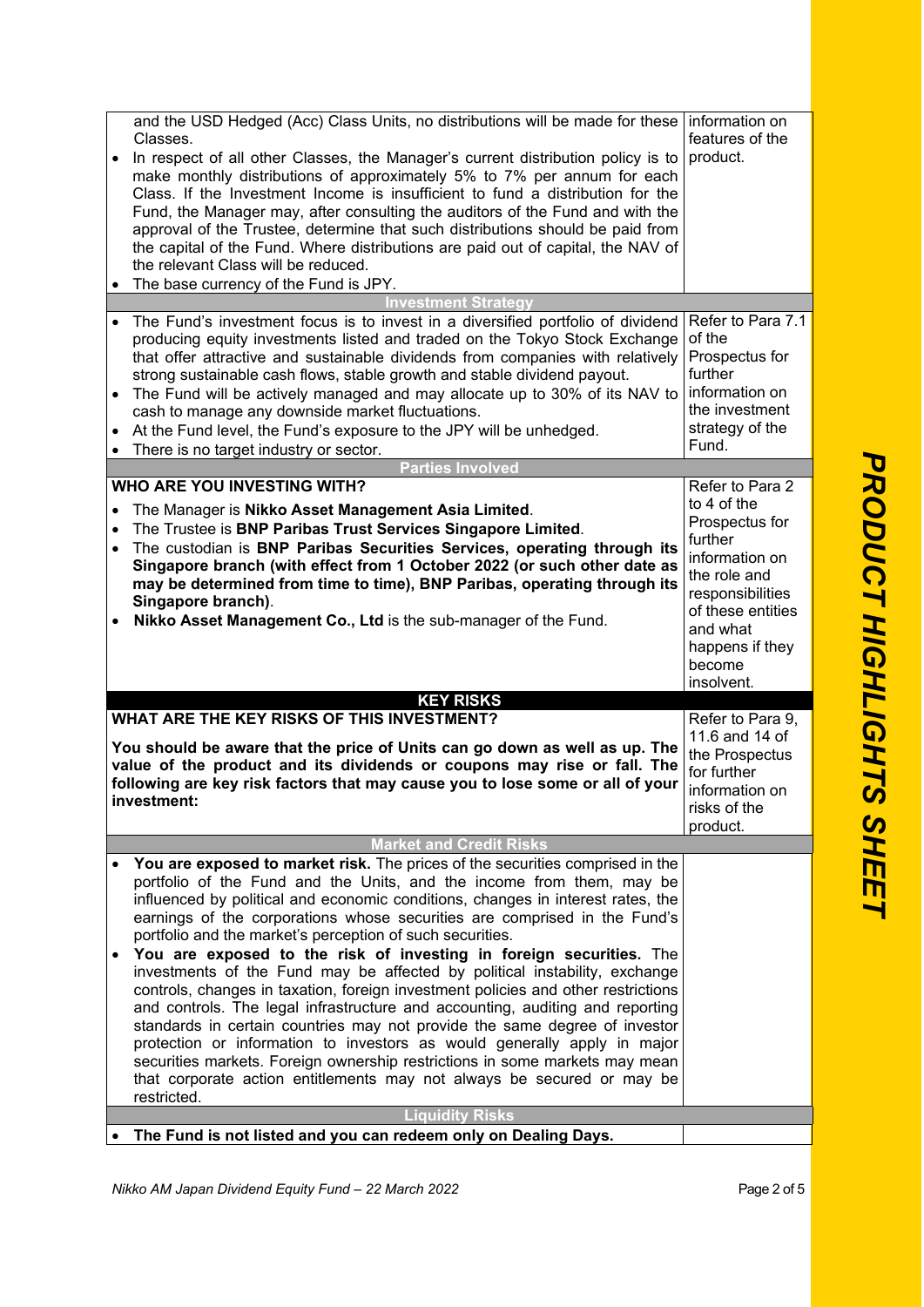| | |
|---|---|
| and the USD Hedged (Acc) Class Units, no distributions will be made for these Classes.<br>• In respect of all other Classes, the Manager's current distribution policy is to make monthly distributions of approximately 5% to 7% per annum for each Class. If the Investment Income is insufficient to fund a distribution for the Fund, the Manager may, after consulting the auditors of the Fund and with the approval of the Trustee, determine that such distributions should be paid from the capital of the Fund. Where distributions are paid out of capital, the NAV of the relevant Class will be reduced.<br>• The base currency of the Fund is JPY. | information on features of the product. |
| **Investment Strategy** | |
| • The Fund's investment focus is to invest in a diversified portfolio of dividend producing equity investments listed and traded on the Tokyo Stock Exchange that offer attractive and sustainable dividends from companies with relatively strong sustainable cash flows, stable growth and stable dividend payout.<br>• The Fund will be actively managed and may allocate up to 30% of its NAV to cash to manage any downside market fluctuations.<br>• At the Fund level, the Fund's exposure to the JPY will be unhedged.<br>• There is no target industry or sector. | Refer to Para 7.1 of the Prospectus for further information on the investment strategy of the Fund. |
| **Parties Involved** | |
| **WHO ARE YOU INVESTING WITH?**<br>• The Manager is **Nikko Asset Management Asia Limited**.<br>• The Trustee is **BNP Paribas Trust Services Singapore Limited**.<br>• The custodian is **BNP Paribas Securities Services, operating through its Singapore branch (with effect from 1 October 2022 (or such other date as may be determined from time to time), BNP Paribas, operating through its Singapore branch)**.<br>• **Nikko Asset Management Co., Ltd** is the sub-manager of the Fund. | Refer to Para 2 to 4 of the Prospectus for further information on the role and responsibilities of these entities and what happens if they become insolvent. |
| **KEY RISKS** | |
| **WHAT ARE THE KEY RISKS OF THIS INVESTMENT?**<br>**You should be aware that the price of Units can go down as well as up. The value of the product and its dividends or coupons may rise or fall. The following are key risk factors that may cause you to lose some or all of your investment:** | Refer to Para 9, 11.6 and 14 of the Prospectus for further information on risks of the product. |
| **Market and Credit Risks** | |
| • **You are exposed to market risk.** The prices of the securities comprised in the portfolio of the Fund and the Units, and the income from them, may be influenced by political and economic conditions, changes in interest rates, the earnings of the corporations whose securities are comprised in the Fund's portfolio and the market's perception of such securities.<br>• **You are exposed to the risk of investing in foreign securities.** The investments of the Fund may be affected by political instability, exchange controls, changes in taxation, foreign investment policies and other restrictions and controls. The legal infrastructure and accounting, auditing and reporting standards in certain countries may not provide the same degree of investor protection or information to investors as would generally apply in major securities markets. Foreign ownership restrictions in some markets may mean that corporate action entitlements may not always be secured or may be restricted. | |
| **Liquidity Risks** | |
| • **The Fund is not listed and you can redeem only on Dealing Days.** | |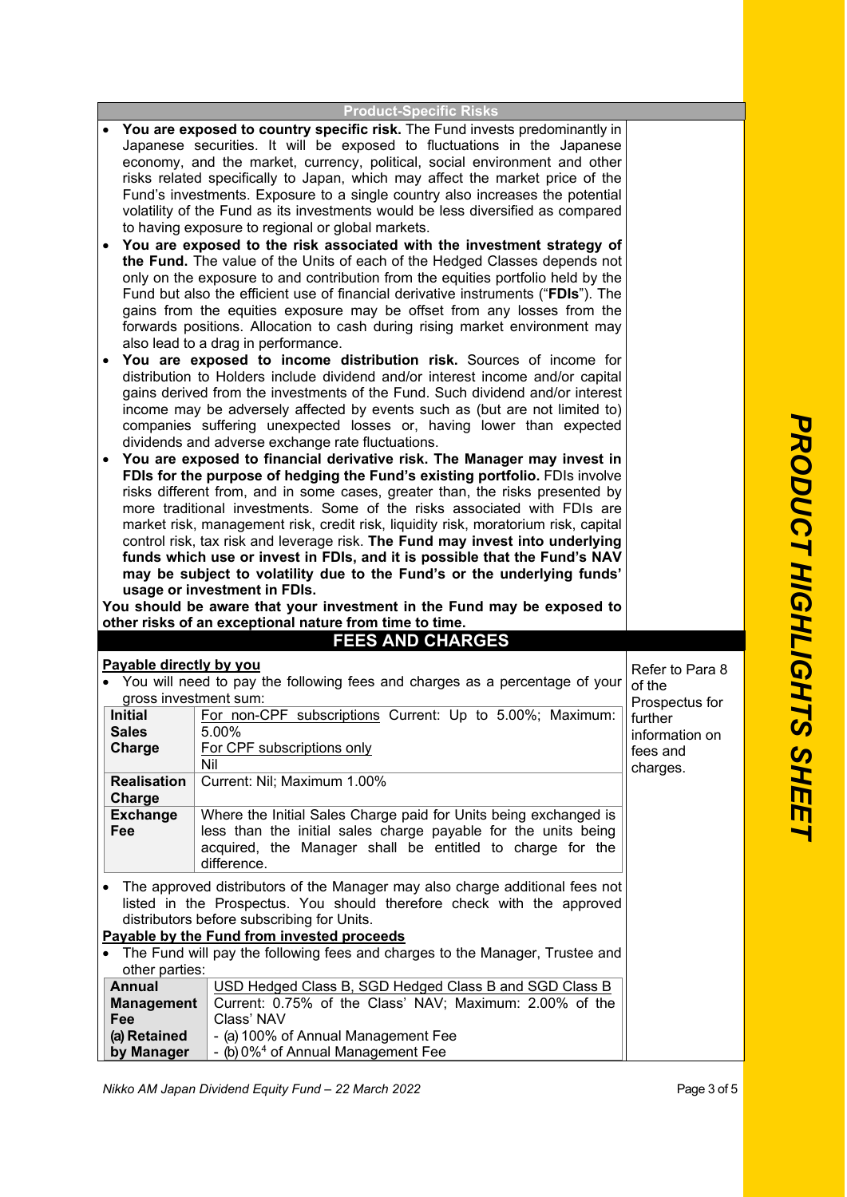## Product-Specific Risks

- **You are exposed to country specific risk.** The Fund invests predominantly in Japanese securities. It will be exposed to fluctuations in the Japanese economy, and the market, currency, political, social environment and other risks related specifically to Japan, which may affect the market price of the Fund's investments. Exposure to a single country also increases the potential volatility of the Fund as its investments would be less diversified as compared to having exposure to regional or global markets.
- **You are exposed to the risk associated with the investment strategy of the Fund.** The value of the Units of each of the Hedged Classes depends not only on the exposure to and contribution from the equities portfolio held by the Fund but also the efficient use of financial derivative instruments ("**FDIs**"). The gains from the equities exposure may be offset from any losses from the forwards positions. Allocation to cash during rising market environment may also lead to a drag in performance.
- **You are exposed to income distribution risk.** Sources of income for distribution to Holders include dividend and/or interest income and/or capital gains derived from the investments of the Fund. Such dividend and/or interest income may be adversely affected by events such as (but are not limited to) companies suffering unexpected losses or, having lower than expected dividends and adverse exchange rate fluctuations.
- **You are exposed to financial derivative risk. The Manager may invest in FDIs for the purpose of hedging the Fund's existing portfolio.** FDIs involve risks different from, and in some cases, greater than, the risks presented by more traditional investments. Some of the risks associated with FDIs are market risk, management risk, credit risk, liquidity risk, moratorium risk, capital control risk, tax risk and leverage risk. **The Fund may invest into underlying funds which use or invest in FDIs, and it is possible that the Fund's NAV may be subject to volatility due to the Fund's or the underlying funds' usage or investment in FDIs.**

**You should be aware that your investment in the Fund may be exposed to other risks of an exceptional nature from time to time.**

## FEES AND CHARGES

*Refer to Para 8 of the Prospectus for further information on fees and charges.*

**Payable directly by you**

- You will need to pay the following fees and charges as a percentage of your gross investment sum:

| | |
|---|---|
| **Initial Sales Charge** | For non-CPF subscriptions Current: Up to 5.00%; Maximum: 5.00%<br>For CPF subscriptions only<br>Nil |
| **Realisation Charge** | Current: Nil; Maximum 1.00% |
| **Exchange Fee** | Where the Initial Sales Charge paid for Units being exchanged is less than the initial sales charge payable for the units being acquired, the Manager shall be entitled to charge for the difference. |

- The approved distributors of the Manager may also charge additional fees not listed in the Prospectus. You should therefore check with the approved distributors before subscribing for Units.

**Payable by the Fund from invested proceeds**

- The Fund will pay the following fees and charges to the Manager, Trustee and other parties:

| | |
|---|---|
| **Annual Management Fee**<br>**(a) Retained by Manager** | USD Hedged Class B, SGD Hedged Class B and SGD Class B<br>Current: 0.75% of the Class' NAV; Maximum: 2.00% of the Class' NAV<br>- (a) 100% of Annual Management Fee<br>- (b) 0%[4] of Annual Management Fee |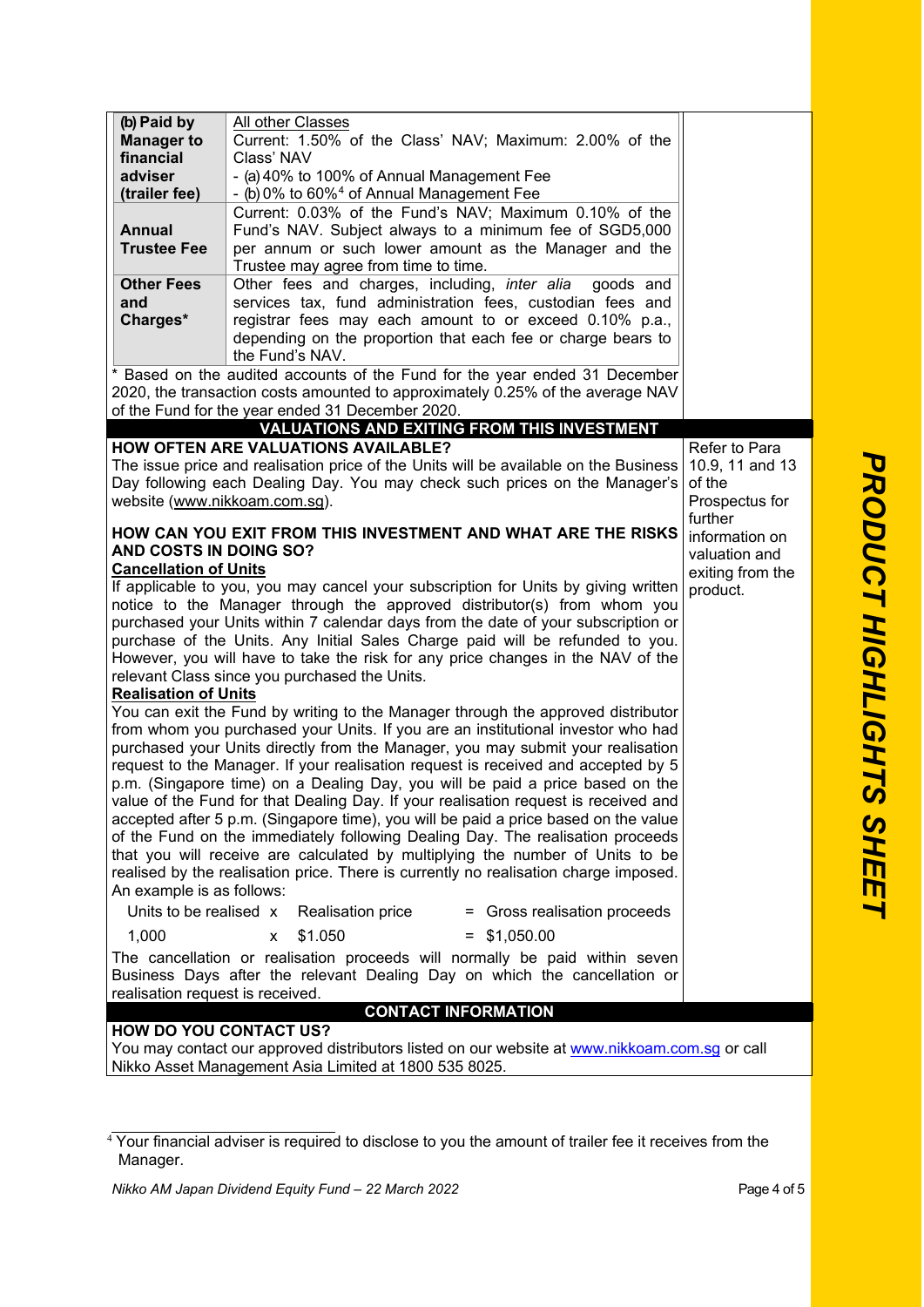| | | |
|---|---|---|
| **(b) Paid by Manager to financial adviser (trailer fee)** | All other Classes<br>Current: 1.50% of the Class' NAV; Maximum: 2.00% of the Class' NAV<br>- (a) 40% to 100% of Annual Management Fee<br>- (b) 0% to 60%[4] of Annual Management Fee | |
| **Annual Trustee Fee** | Current: 0.03% of the Fund's NAV; Maximum 0.10% of the Fund's NAV. Subject always to a minimum fee of SGD5,000 per annum or such lower amount as the Manager and the Trustee may agree from time to time. | |
| **Other Fees and Charges*** | Other fees and charges, including, *inter alia* goods and services tax, fund administration fees, custodian fees and registrar fees may each amount to or exceed 0.10% p.a., depending on the proportion that each fee or charge bears to the Fund's NAV. | |

* Based on the audited accounts of the Fund for the year ended 31 December 2020, the transaction costs amounted to approximately 0.25% of the average NAV of the Fund for the year ended 31 December 2020.

## VALUATIONS AND EXITING FROM THIS INVESTMENT

*Refer to Para 10.9, 11 and 13 of the Prospectus for further information on valuation and exiting from the product.*

### HOW OFTEN ARE VALUATIONS AVAILABLE?

The issue price and realisation price of the Units will be available on the Business Day following each Dealing Day. You may check such prices on the Manager's website (www.nikkoam.com.sg).

### HOW CAN YOU EXIT FROM THIS INVESTMENT AND WHAT ARE THE RISKS AND COSTS IN DOING SO?

**Cancellation of Units**

If applicable to you, you may cancel your subscription for Units by giving written notice to the Manager through the approved distributor(s) from whom you purchased your Units within 7 calendar days from the date of your subscription or purchase of the Units. Any Initial Sales Charge paid will be refunded to you. However, you will have to take the risk for any price changes in the NAV of the relevant Class since you purchased the Units.

**Realisation of Units**

You can exit the Fund by writing to the Manager through the approved distributor from whom you purchased your Units. If you are an institutional investor who had purchased your Units directly from the Manager, you may submit your realisation request to the Manager. If your realisation request is received and accepted by 5 p.m. (Singapore time) on a Dealing Day, you will be paid a price based on the value of the Fund for that Dealing Day. If your realisation request is received and accepted after 5 p.m. (Singapore time), you will be paid a price based on the value of the Fund on the immediately following Dealing Day. The realisation proceeds that you will receive are calculated by multiplying the number of Units to be realised by the realisation price. There is currently no realisation charge imposed. An example is as follows:

| Units to be realised | x | Realisation price | = | Gross realisation proceeds |
|---|---|---|---|---|
| 1,000 | x | $1.050 | = | $1,050.00 |

The cancellation or realisation proceeds will normally be paid within seven Business Days after the relevant Dealing Day on which the cancellation or realisation request is received.

## CONTACT INFORMATION

### HOW DO YOU CONTACT US?

You may contact our approved distributors listed on our website at www.nikkoam.com.sg or call Nikko Asset Management Asia Limited at 1800 535 8025.

[4] Your financial adviser is required to disclose to you the amount of trailer fee it receives from the Manager.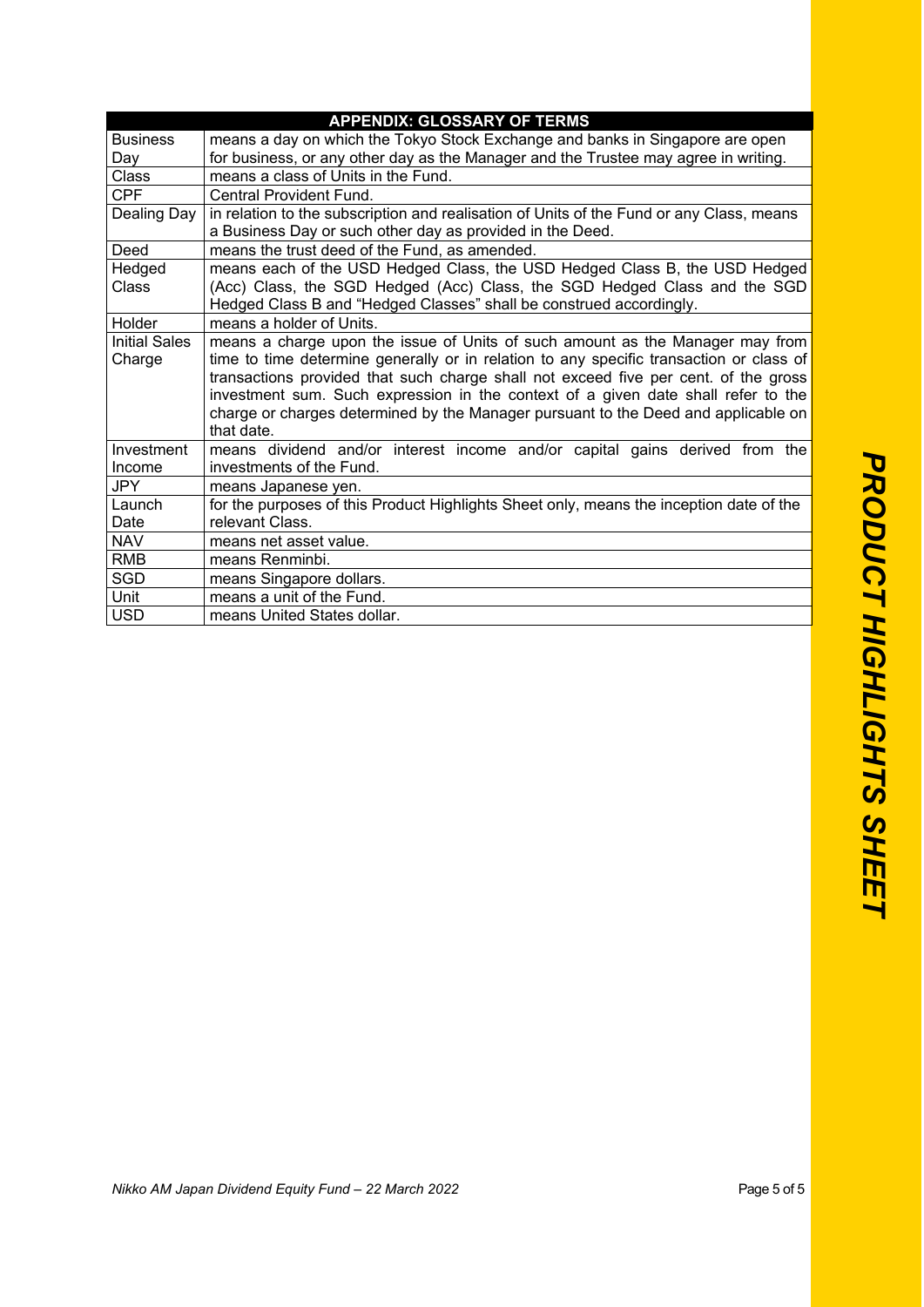## APPENDIX: GLOSSARY OF TERMS

| | |
|---|---|
| Business Day | means a day on which the Tokyo Stock Exchange and banks in Singapore are open for business, or any other day as the Manager and the Trustee may agree in writing. |
| Class | means a class of Units in the Fund. |
| CPF | Central Provident Fund. |
| Dealing Day | in relation to the subscription and realisation of Units of the Fund or any Class, means a Business Day or such other day as provided in the Deed. |
| Deed | means the trust deed of the Fund, as amended. |
| Hedged Class | means each of the USD Hedged Class, the USD Hedged Class B, the USD Hedged (Acc) Class, the SGD Hedged (Acc) Class, the SGD Hedged Class and the SGD Hedged Class B and "Hedged Classes" shall be construed accordingly. |
| Holder | means a holder of Units. |
| Initial Sales Charge | means a charge upon the issue of Units of such amount as the Manager may from time to time determine generally or in relation to any specific transaction or class of transactions provided that such charge shall not exceed five per cent. of the gross investment sum. Such expression in the context of a given date shall refer to the charge or charges determined by the Manager pursuant to the Deed and applicable on that date. |
| Investment Income | means dividend and/or interest income and/or capital gains derived from the investments of the Fund. |
| JPY | means Japanese yen. |
| Launch Date | for the purposes of this Product Highlights Sheet only, means the inception date of the relevant Class. |
| NAV | means net asset value. |
| RMB | means Renminbi. |
| SGD | means Singapore dollars. |
| Unit | means a unit of the Fund. |
| USD | means United States dollar. |